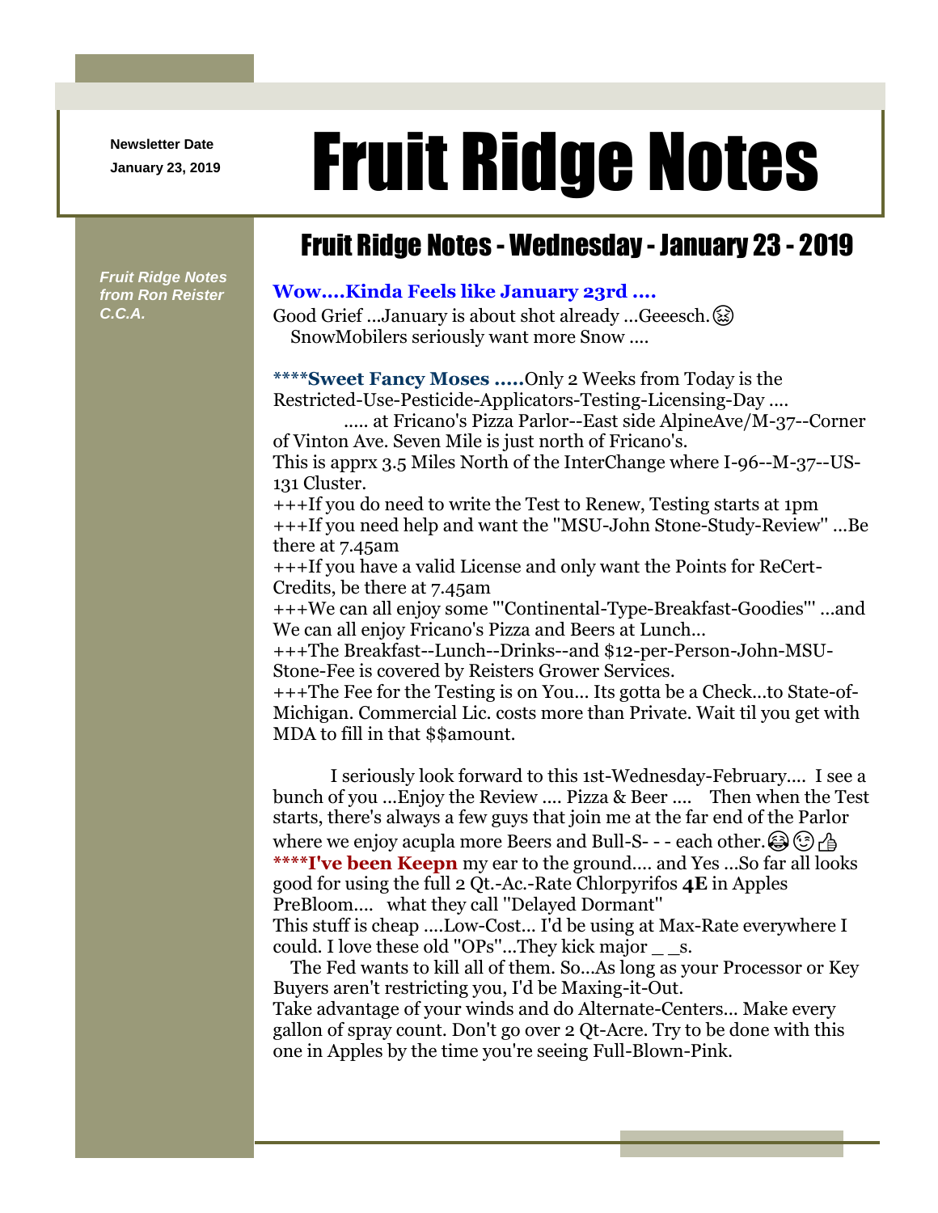Newsletter Date
January 23, 2019

# Fruit Ridge Notes

*Fruit Ridge Notes from Ron Reister C.C.A.*

## Fruit Ridge Notes - Wednesday - January 23 - 2019

**Wow....Kinda Feels like January 23rd ....**

Good Grief ...January is about shot already ...Geeesch.😫
SnowMobilers seriously want more Snow ....

****Sweet Fancy Moses .....**Only 2 Weeks from Today is the Restricted-Use-Pesticide-Applicators-Testing-Licensing-Day ....
..... at Fricano's Pizza Parlor--East side AlpineAve/M-37--Corner of Vinton Ave. Seven Mile is just north of Fricano's.
This is apprx 3.5 Miles North of the InterChange where I-96--M-37--US-131 Cluster.
+++If you do need to write the Test to Renew, Testing starts at 1pm
+++If you need help and want the "MSU-John Stone-Study-Review" ...Be there at 7.45am
+++If you have a valid License and only want the Points for ReCert-Credits, be there at 7.45am
+++We can all enjoy some '"Continental-Type-Breakfast-Goodies"' ...and We can all enjoy Fricano's Pizza and Beers at Lunch...
+++The Breakfast--Lunch--Drinks--and $12-per-Person-John-MSU-Stone-Fee is covered by Reisters Grower Services.
+++The Fee for the Testing is on You... Its gotta be a Check...to State-of-Michigan. Commercial Lic. costs more than Private. Wait til you get with MDA to fill in that $$amount.

I seriously look forward to this 1st-Wednesday-February.... I see a bunch of you ...Enjoy the Review .... Pizza & Beer .... Then when the Test starts, there's always a few guys that join me at the far end of the Parlor where we enjoy acupla more Beers and Bull-S- - - each other.😂😉👍
****I've been Keepn** my ear to the ground.... and Yes ...So far all looks good for using the full 2 Qt.-Ac.-Rate Chlorpyrifos **4E** in Apples PreBloom.... what they call "Delayed Dormant"
This stuff is cheap ....Low-Cost... I'd be using at Max-Rate everywhere I could. I love these old "OPs"...They kick major _ _s.
The Fed wants to kill all of them. So...As long as your Processor or Key Buyers aren't restricting you, I'd be Maxing-it-Out.
Take advantage of your winds and do Alternate-Centers... Make every gallon of spray count. Don't go over 2 Qt-Acre. Try to be done with this one in Apples by the time you're seeing Full-Blown-Pink.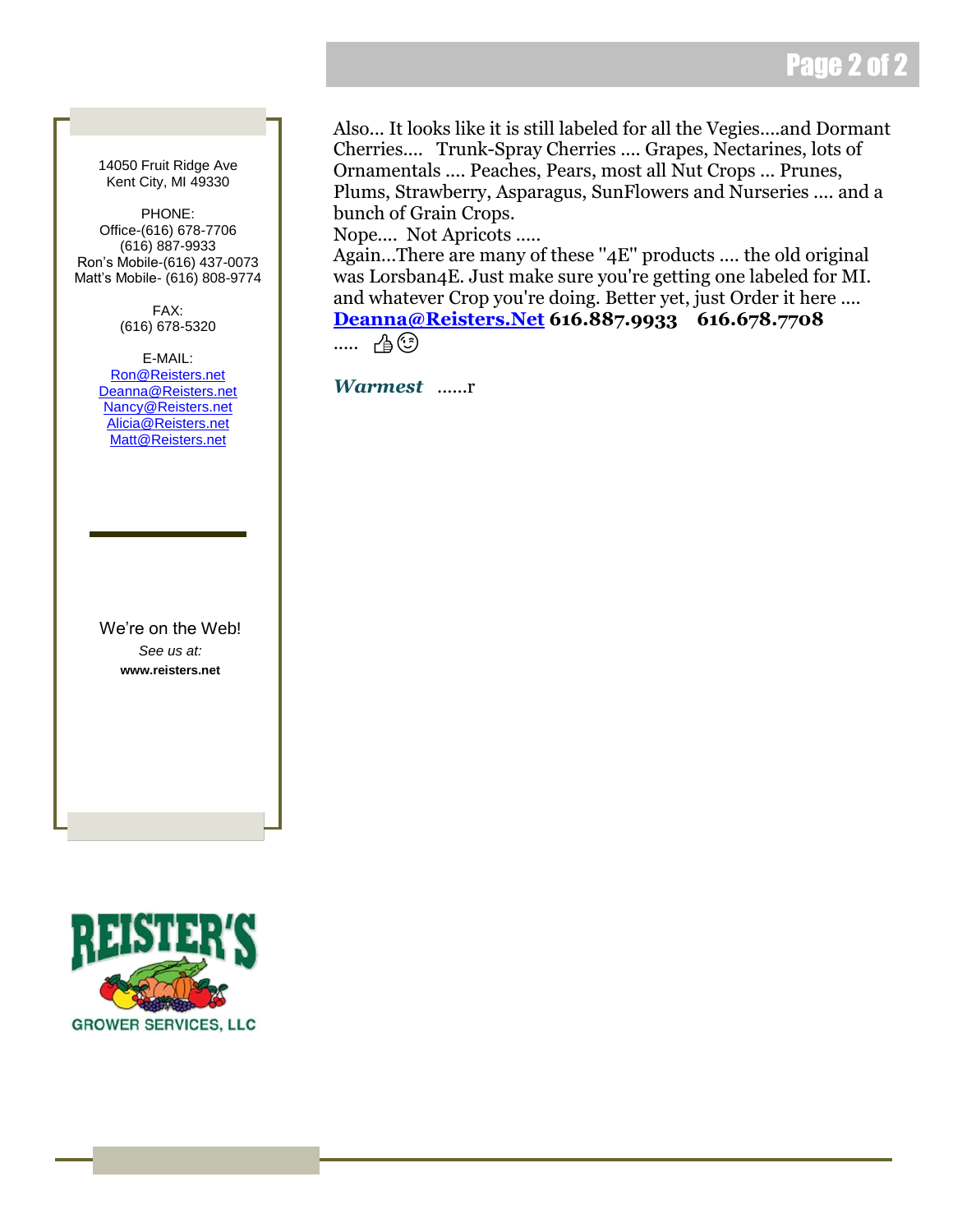Also... It looks like it is still labeled for all the Vegies....and Dormant Cherries.... Trunk-Spray Cherries .... Grapes, Nectarines, lots of Ornamentals .... Peaches, Pears, most all Nut Crops ... Prunes, Plums, Strawberry, Asparagus, SunFlowers and Nurseries .... and a bunch of Grain Crops.

Nope.... Not Apricots .....

Again...There are many of these "4E" products .... the old original was Lorsban4E. Just make sure you're getting one labeled for MI. and whatever Crop you're doing. Better yet, just Order it here .... **Deanna@Reisters.Net 616.887.9933 616.678.7708** ..... 👍😉

***Warmest*** ......r

14050 Fruit Ridge Ave
Kent City, MI 49330

PHONE:
Office-(616) 678-7706
(616) 887-9933
Ron's Mobile-(616) 437-0073
Matt's Mobile- (616) 808-9774

FAX:
(616) 678-5320

E-MAIL:
Ron@Reisters.net
Deanna@Reisters.net
Nancy@Reisters.net
Alicia@Reisters.net
Matt@Reisters.net

We're on the Web!
*See us at:*
**www.reisters.net**

REISTER'S
GROWER SERVICES, LLC